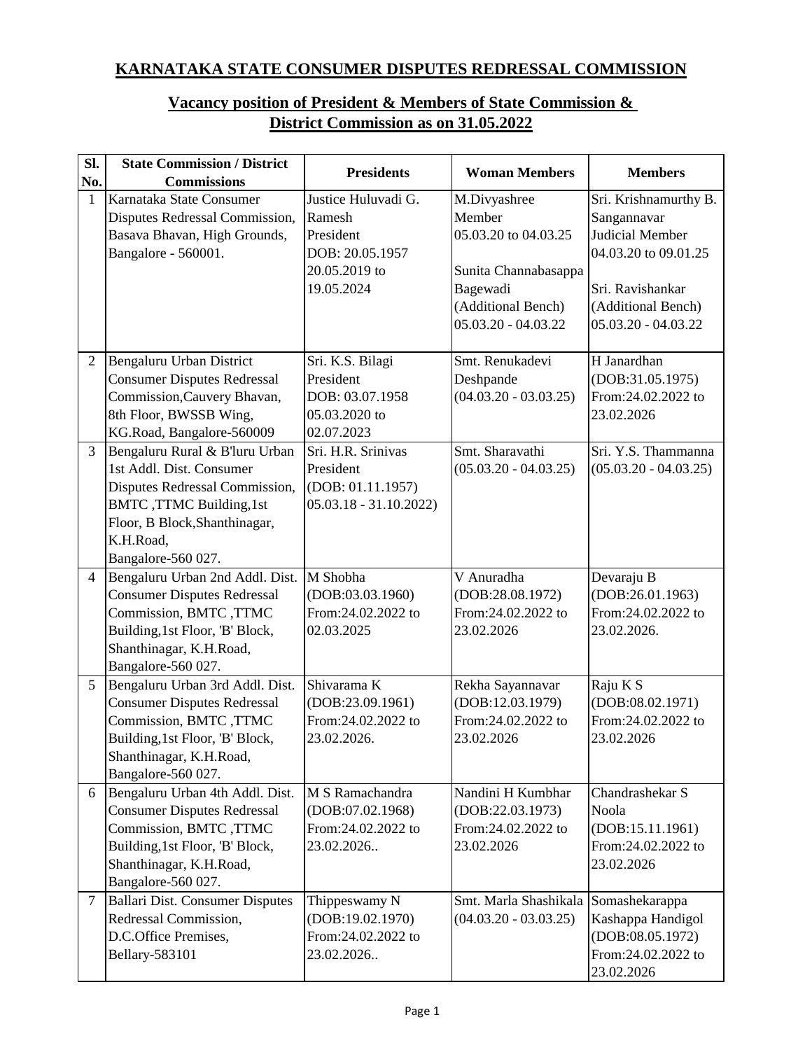# KARNATAKA STATE CONSUMER DISPUTES REDRESSAL COMMISSION

## Vacancy position of President & Members of State Commission & District Commission as on 31.05.2022

| Sl. No. | State Commission / District Commissions | Presidents | Woman Members | Members |
|---|---|---|---|---|
| 1 | Karnataka State Consumer Disputes Redressal Commission, Basava Bhavan, High Grounds, Bangalore - 560001. | Justice Huluvadi G. Ramesh President DOB: 20.05.1957 20.05.2019 to 19.05.2024 | M.Divyashree Member 05.03.20 to 04.03.25<br><br>Sunita Channabasappa Bagewadi (Additional Bench) 05.03.20 - 04.03.22 | Sri. Krishnamurthy B. Sangannavar Judicial Member 04.03.20 to 09.01.25<br><br>Sri. Ravishankar (Additional Bench) 05.03.20 - 04.03.22 |
| 2 | Bengaluru Urban District Consumer Disputes Redressal Commission,Cauvery Bhavan, 8th Floor, BWSSB Wing, KG.Road, Bangalore-560009 | Sri. K.S. Bilagi President DOB: 03.07.1958 05.03.2020 to 02.07.2023 | Smt. Renukadevi Deshpande (04.03.20 - 03.03.25) | H Janardhan (DOB:31.05.1975) From:24.02.2022 to 23.02.2026 |
| 3 | Bengaluru Rural & B'luru Urban 1st Addl. Dist. Consumer Disputes Redressal Commission, BMTC ,TTMC Building,1st Floor, B Block,Shanthinagar, K.H.Road, Bangalore-560 027. | Sri. H.R. Srinivas President (DOB: 01.11.1957) 05.03.18 - 31.10.2022) | Smt. Sharavathi (05.03.20 - 04.03.25) | Sri. Y.S. Thammanna (05.03.20 - 04.03.25) |
| 4 | Bengaluru Urban 2nd Addl. Dist. Consumer Disputes Redressal Commission, BMTC ,TTMC Building,1st Floor, 'B' Block, Shanthinagar, K.H.Road, Bangalore-560 027. | M Shobha (DOB:03.03.1960) From:24.02.2022 to 02.03.2025 | V Anuradha (DOB:28.08.1972) From:24.02.2022 to 23.02.2026 | Devaraju B (DOB:26.01.1963) From:24.02.2022 to 23.02.2026. |
| 5 | Bengaluru Urban 3rd Addl. Dist. Consumer Disputes Redressal Commission, BMTC ,TTMC Building,1st Floor, 'B' Block, Shanthinagar, K.H.Road, Bangalore-560 027. | Shivarama K (DOB:23.09.1961) From:24.02.2022 to 23.02.2026. | Rekha Sayannavar (DOB:12.03.1979) From:24.02.2022 to 23.02.2026 | Raju K S (DOB:08.02.1971) From:24.02.2022 to 23.02.2026 |
| 6 | Bengaluru Urban 4th Addl. Dist. Consumer Disputes Redressal Commission, BMTC ,TTMC Building,1st Floor, 'B' Block, Shanthinagar, K.H.Road, Bangalore-560 027. | M S Ramachandra (DOB:07.02.1968) From:24.02.2022 to 23.02.2026.. | Nandini H Kumbhar (DOB:22.03.1973) From:24.02.2022 to 23.02.2026 | Chandrashekar S Noola (DOB:15.11.1961) From:24.02.2022 to 23.02.2026 |
| 7 | Ballari Dist. Consumer Disputes Redressal Commission, D.C.Office Premises, Bellary-583101 | Thippeswamy N (DOB:19.02.1970) From:24.02.2022 to 23.02.2026.. | Smt. Marla Shashikala (04.03.20 - 03.03.25) | Somashekarappa Kashappa Handigol (DOB:08.05.1972) From:24.02.2022 to 23.02.2026 |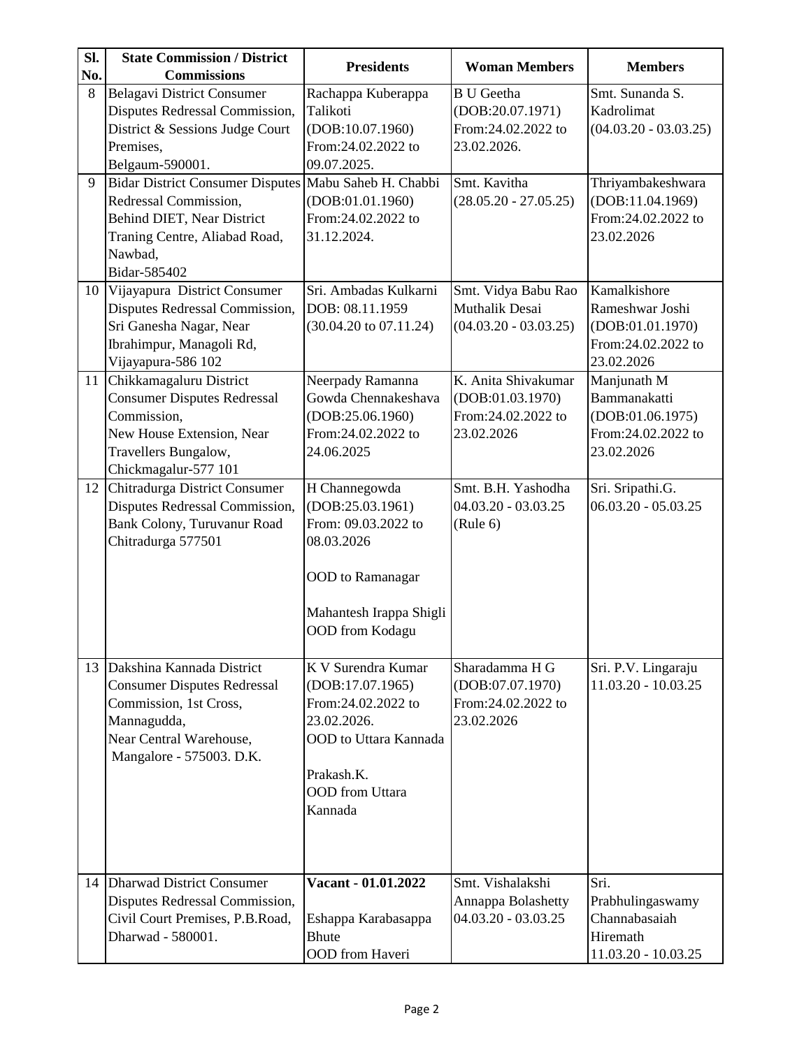| Sl. No. | State Commission / District Commissions | Presidents | Woman Members | Members |
|---|---|---|---|---|
| 8 | Belagavi District Consumer Disputes Redressal Commission, District & Sessions Judge Court Premises, Belgaum-590001. | Rachappa Kuberappa Talikoti (DOB:10.07.1960) From:24.02.2022 to 09.07.2025. | B U Geetha (DOB:20.07.1971) From:24.02.2022 to 23.02.2026. | Smt. Sunanda S. Kadrolimat (04.03.20 - 03.03.25) |
| 9 | Bidar District Consumer Disputes Redressal Commission, Behind DIET, Near District Traning Centre, Aliabad Road, Nawbad, Bidar-585402 | Mabu Saheb H. Chabbi (DOB:01.01.1960) From:24.02.2022 to 31.12.2024. | Smt. Kavitha (28.05.20 - 27.05.25) | Thriyambakeshwara (DOB:11.04.1969) From:24.02.2022 to 23.02.2026 |
| 10 | Vijayapura District Consumer Disputes Redressal Commission, Sri Ganesha Nagar, Near Ibrahimpur, Managoli Rd, Vijayapura-586 102 | Sri. Ambadas Kulkarni DOB: 08.11.1959 (30.04.20 to 07.11.24) | Smt. Vidya Babu Rao Muthalik Desai (04.03.20 - 03.03.25) | Kamalkishore Rameshwar Joshi (DOB:01.01.1970) From:24.02.2022 to 23.02.2026 |
| 11 | Chikkamagaluru District Consumer Disputes Redressal Commission, New House Extension, Near Travellers Bungalow, Chickmagalur-577 101 | Neerpady Ramanna Gowda Chennakeshava (DOB:25.06.1960) From:24.02.2022 to 24.06.2025 | K. Anita Shivakumar (DOB:01.03.1970) From:24.02.2022 to 23.02.2026 | Manjunath M Bammanakatti (DOB:01.06.1975) From:24.02.2022 to 23.02.2026 |
| 12 | Chitradurga District Consumer Disputes Redressal Commission, Bank Colony, Turuvanur Road Chitradurga 577501 | H Channegowda (DOB:25.03.1961) From: 09.03.2022 to 08.03.2026<br><br>OOD to Ramanagar<br><br>Mahantesh Irappa Shigli OOD from Kodagu | Smt. B.H. Yashodha 04.03.20 - 03.03.25 (Rule 6) | Sri. Sripathi.G. 06.03.20 - 05.03.25 |
| 13 | Dakshina Kannada District Consumer Disputes Redressal Commission, 1st Cross, Mannagudda, Near Central Warehouse, Mangalore - 575003. D.K. | K V Surendra Kumar (DOB:17.07.1965) From:24.02.2022 to 23.02.2026. OOD to Uttara Kannada<br><br>Prakash.K. OOD from Uttara Kannada | Sharadamma H G (DOB:07.07.1970) From:24.02.2022 to 23.02.2026 | Sri. P.V. Lingaraju 11.03.20 - 10.03.25 |
| 14 | Dharwad District Consumer Disputes Redressal Commission, Civil Court Premises, P.B.Road, Dharwad - 580001. | **Vacant - 01.01.2022**<br><br>Eshappa Karabasappa Bhute OOD from Haveri | Smt. Vishalakshi Annappa Bolashetty 04.03.20 - 03.03.25 | Sri. Prabhulingaswamy Channabasaiah Hiremath 11.03.20 - 10.03.25 |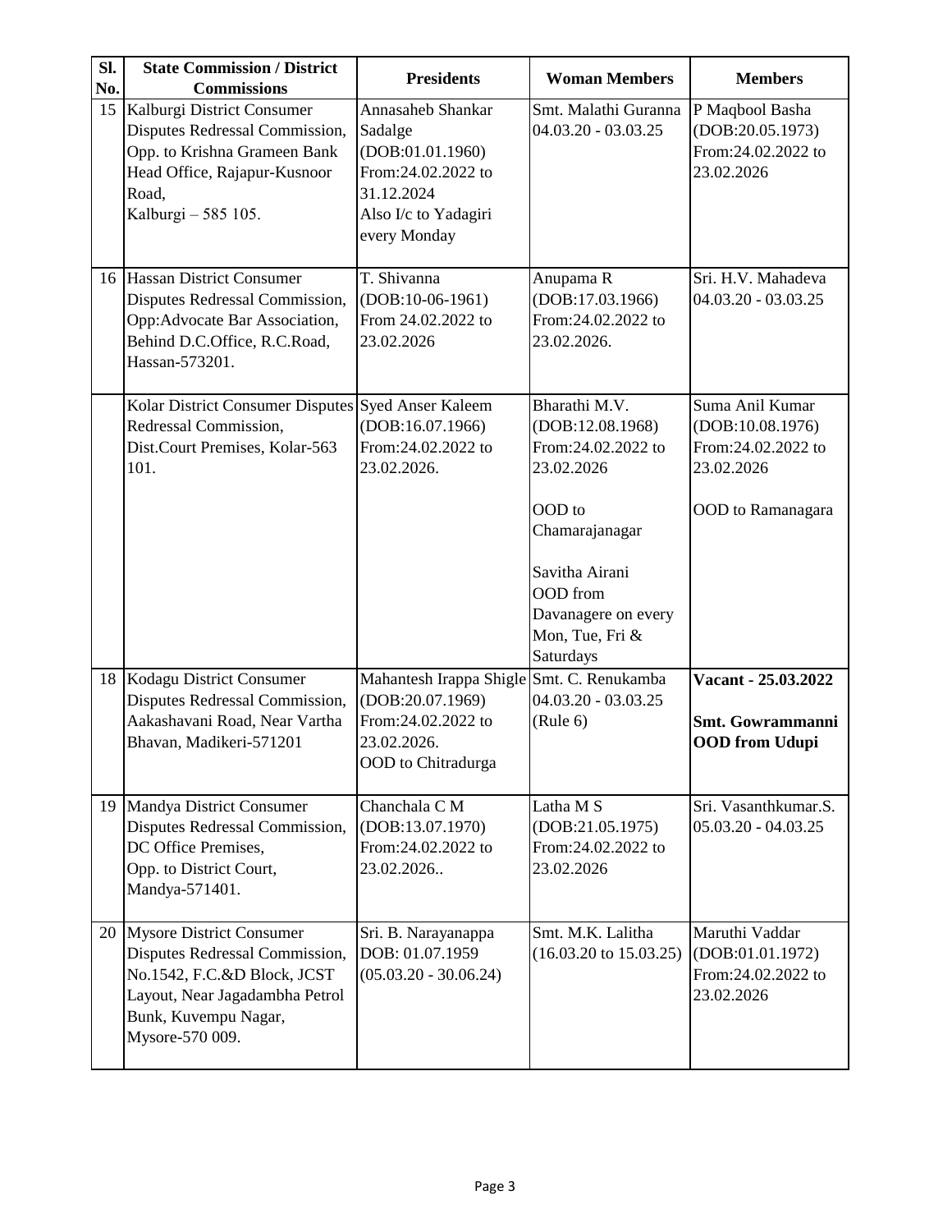| Sl. No. | State Commission / District Commissions | Presidents | Woman Members | Members |
|---|---|---|---|---|
| 15 | Kalburgi District Consumer Disputes Redressal Commission, Opp. to Krishna Grameen Bank Head Office, Rajapur-Kusnoor Road, Kalburgi – 585 105. | Annasaheb Shankar Sadalge (DOB:01.01.1960) From:24.02.2022 to 31.12.2024 Also I/c to Yadagiri every Monday | Smt. Malathi Guranna 04.03.20 - 03.03.25 | P Maqbool Basha (DOB:20.05.1973) From:24.02.2022 to 23.02.2026 |
| 16 | Hassan District Consumer Disputes Redressal Commission, Opp:Advocate Bar Association, Behind D.C.Office, R.C.Road, Hassan-573201. | T. Shivanna (DOB:10-06-1961) From 24.02.2022 to 23.02.2026 | Anupama R (DOB:17.03.1966) From:24.02.2022 to 23.02.2026. | Sri. H.V. Mahadeva 04.03.20 - 03.03.25 |
| | Kolar District Consumer Disputes Redressal Commission, Dist.Court Premises, Kolar-563 101. | Syed Anser Kaleem (DOB:16.07.1966) From:24.02.2022 to 23.02.2026. | Bharathi M.V. (DOB:12.08.1968) From:24.02.2022 to 23.02.2026<br><br>OOD to Chamarajanagar<br><br>Savitha Airani OOD from Davanagere on every Mon, Tue, Fri & Saturdays | Suma Anil Kumar (DOB:10.08.1976) From:24.02.2022 to 23.02.2026<br><br>OOD to Ramanagara |
| 18 | Kodagu District Consumer Disputes Redressal Commission, Aakashavani Road, Near Vartha Bhavan, Madikeri-571201 | Mahantesh Irappa Shigle (DOB:20.07.1969) From:24.02.2022 to 23.02.2026. OOD to Chitradurga | Smt. C. Renukamba 04.03.20 - 03.03.25 (Rule 6) | **Vacant - 25.03.2022**<br><br>**Smt. Gowrammanni OOD from Udupi** |
| 19 | Mandya District Consumer Disputes Redressal Commission, DC Office Premises, Opp. to District Court, Mandya-571401. | Chanchala C M (DOB:13.07.1970) From:24.02.2022 to 23.02.2026.. | Latha M S (DOB:21.05.1975) From:24.02.2022 to 23.02.2026 | Sri. Vasanthkumar.S. 05.03.20 - 04.03.25 |
| 20 | Mysore District Consumer Disputes Redressal Commission, No.1542, F.C.&D Block, JCST Layout, Near Jagadambha Petrol Bunk, Kuvempu Nagar, Mysore-570 009. | Sri. B. Narayanappa DOB: 01.07.1959 (05.03.20 - 30.06.24) | Smt. M.K. Lalitha (16.03.20 to 15.03.25) | Maruthi Vaddar (DOB:01.01.1972) From:24.02.2022 to 23.02.2026 |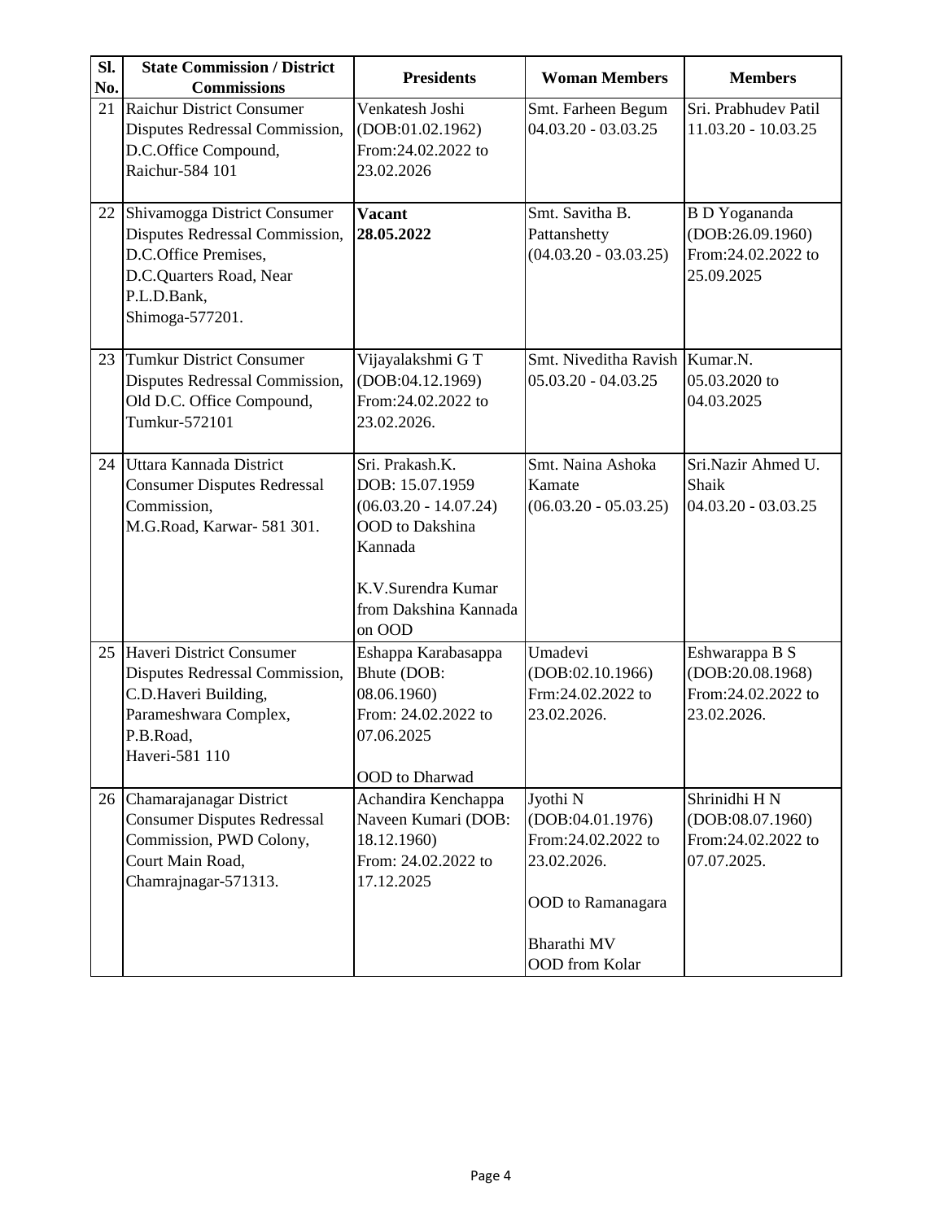| Sl. No. | State Commission / District Commissions | Presidents | Woman Members | Members |
|---|---|---|---|---|
| 21 | Raichur District Consumer Disputes Redressal Commission, D.C.Office Compound, Raichur-584 101 | Venkatesh Joshi (DOB:01.02.1962) From:24.02.2022 to 23.02.2026 | Smt. Farheen Begum 04.03.20 - 03.03.25 | Sri. Prabhudev Patil 11.03.20 - 10.03.25 |
| 22 | Shivamogga District Consumer Disputes Redressal Commission, D.C.Office Premises, D.C.Quarters Road, Near P.L.D.Bank, Shimoga-577201. | **Vacant 28.05.2022** | Smt. Savitha B. Pattanshetty (04.03.20 - 03.03.25) | B D Yogananda (DOB:26.09.1960) From:24.02.2022 to 25.09.2025 |
| 23 | Tumkur District Consumer Disputes Redressal Commission, Old D.C. Office Compound, Tumkur-572101 | Vijayalakshmi G T (DOB:04.12.1969) From:24.02.2022 to 23.02.2026. | Smt. Niveditha Ravish 05.03.20 - 04.03.25 | Kumar.N. 05.03.2020 to 04.03.2025 |
| 24 | Uttara Kannada District Consumer Disputes Redressal Commission, M.G.Road, Karwar- 581 301. | Sri. Prakash.K. DOB: 15.07.1959 (06.03.20 - 14.07.24) OOD to Dakshina Kannada<br><br>K.V.Surendra Kumar from Dakshina Kannada on OOD | Smt. Naina Ashoka Kamate (06.03.20 - 05.03.25) | Sri.Nazir Ahmed U. Shaik 04.03.20 - 03.03.25 |
| 25 | Haveri District Consumer Disputes Redressal Commission, C.D.Haveri Building, Parameshwara Complex, P.B.Road, Haveri-581 110 | Eshappa Karabasappa Bhute (DOB: 08.06.1960) From: 24.02.2022 to 07.06.2025<br><br>OOD to Dharwad | Umadevi (DOB:02.10.1966) Frm:24.02.2022 to 23.02.2026. | Eshwarappa B S (DOB:20.08.1968) From:24.02.2022 to 23.02.2026. |
| 26 | Chamarajanagar District Consumer Disputes Redressal Commission, PWD Colony, Court Main Road, Chamrajnagar-571313. | Achandira Kenchappa Naveen Kumari (DOB: 18.12.1960) From: 24.02.2022 to 17.12.2025 | Jyothi N (DOB:04.01.1976) From:24.02.2022 to 23.02.2026.<br><br>OOD to Ramanagara<br><br>Bharathi MV OOD from Kolar | Shrinidhi H N (DOB:08.07.1960) From:24.02.2022 to 07.07.2025. |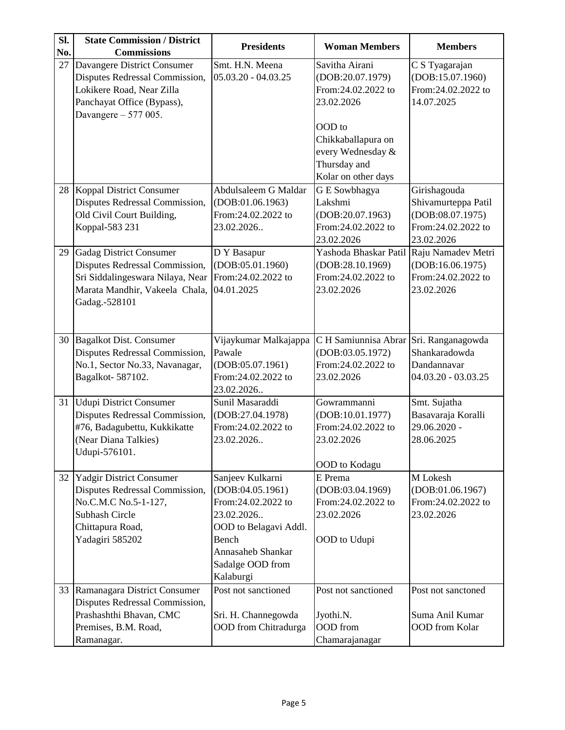| Sl. No. | State Commission / District Commissions | Presidents | Woman Members | Members |
|---|---|---|---|---|
| 27 | Davangere District Consumer Disputes Redressal Commission, Lokikere Road, Near Zilla Panchayat Office (Bypass), Davangere – 577 005. | Smt. H.N. Meena 05.03.20 - 04.03.25 | Savitha Airani (DOB:20.07.1979) From:24.02.2022 to 23.02.2026<br><br>OOD to Chikkaballapura on every Wednesday & Thursday and Kolar on other days | C S Tyagarajan (DOB:15.07.1960) From:24.02.2022 to 14.07.2025 |
| 28 | Koppal District Consumer Disputes Redressal Commission, Old Civil Court Building, Koppal-583 231 | Abdulsaleem G Maldar (DOB:01.06.1963) From:24.02.2022 to 23.02.2026.. | G E Sowbhagya Lakshmi (DOB:20.07.1963) From:24.02.2022 to 23.02.2026 | Girishagouda Shivamurteppa Patil (DOB:08.07.1975) From:24.02.2022 to 23.02.2026 |
| 29 | Gadag District Consumer Disputes Redressal Commission, Sri Siddalingeswara Nilaya, Near Marata Mandhir, Vakeela Chala, Gadag.-528101 | D Y Basapur (DOB:05.01.1960) From:24.02.2022 to 04.01.2025 | Yashoda Bhaskar Patil (DOB:28.10.1969) From:24.02.2022 to 23.02.2026 | Raju Namadev Metri (DOB:16.06.1975) From:24.02.2022 to 23.02.2026 |
| 30 | Bagalkot Dist. Consumer Disputes Redressal Commission, No.1, Sector No.33, Navanagar, Bagalkot- 587102. | Vijaykumar Malkajappa Pawale (DOB:05.07.1961) From:24.02.2022 to 23.02.2026.. | C H Samiunnisa Abrar (DOB:03.05.1972) From:24.02.2022 to 23.02.2026 | Sri. Ranganagowda Shankaradowda Dandannavar 04.03.20 - 03.03.25 |
| 31 | Udupi District Consumer Disputes Redressal Commission, #76, Badagubettu, Kukkikatte (Near Diana Talkies) Udupi-576101. | Sunil Masaraddi (DOB:27.04.1978) From:24.02.2022 to 23.02.2026.. | Gowrammanni (DOB:10.01.1977) From:24.02.2022 to 23.02.2026<br><br>OOD to Kodagu | Smt. Sujatha Basavaraja Koralli 29.06.2020 - 28.06.2025 |
| 32 | Yadgir District Consumer Disputes Redressal Commission, No.C.M.C No.5-1-127, Subhash Circle Chittapura Road, Yadagiri 585202 | Sanjeev Kulkarni (DOB:04.05.1961) From:24.02.2022 to 23.02.2026.. OOD to Belagavi Addl. Bench Annasaheb Shankar Sadalge OOD from Kalaburgi | E Prema (DOB:03.04.1969) From:24.02.2022 to 23.02.2026<br><br>OOD to Udupi | M Lokesh (DOB:01.06.1967) From:24.02.2022 to 23.02.2026 |
| 33 | Ramanagara District Consumer Disputes Redressal Commission, Prashashthi Bhavan, CMC Premises, B.M. Road, Ramanagar. | Post not sanctioned<br><br>Sri. H. Channegowda OOD from Chitradurga | Post not sanctioned<br><br>Jyothi.N. OOD from Chamarajanagar | Post not sanctoned<br><br>Suma Anil Kumar OOD from Kolar |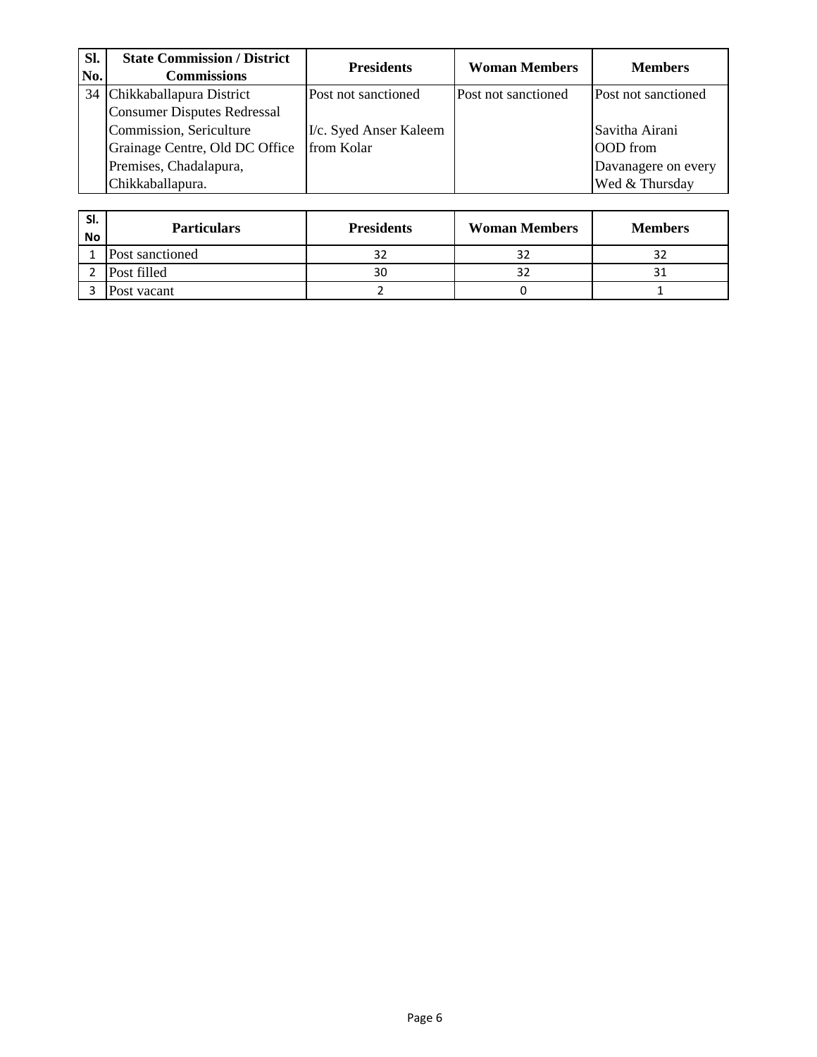| Sl. No. | State Commission / District Commissions | Presidents | Woman Members | Members |
|---|---|---|---|---|
| 34 | Chikkaballapura District Consumer Disputes Redressal Commission, Sericulture Grainage Centre, Old DC Office Premises, Chadalapura, Chikkaballapura. | Post not sanctioned<br><br>I/c. Syed Anser Kaleem from Kolar | Post not sanctioned | Post not sanctioned<br><br>Savitha Airani OOD from Davanagere on every Wed & Thursday |

| Sl. No | Particulars | Presidents | Woman Members | Members |
|---|---|---|---|---|
| 1 | Post sanctioned | 32 | 32 | 32 |
| 2 | Post filled | 30 | 32 | 31 |
| 3 | Post vacant | 2 | 0 | 1 |